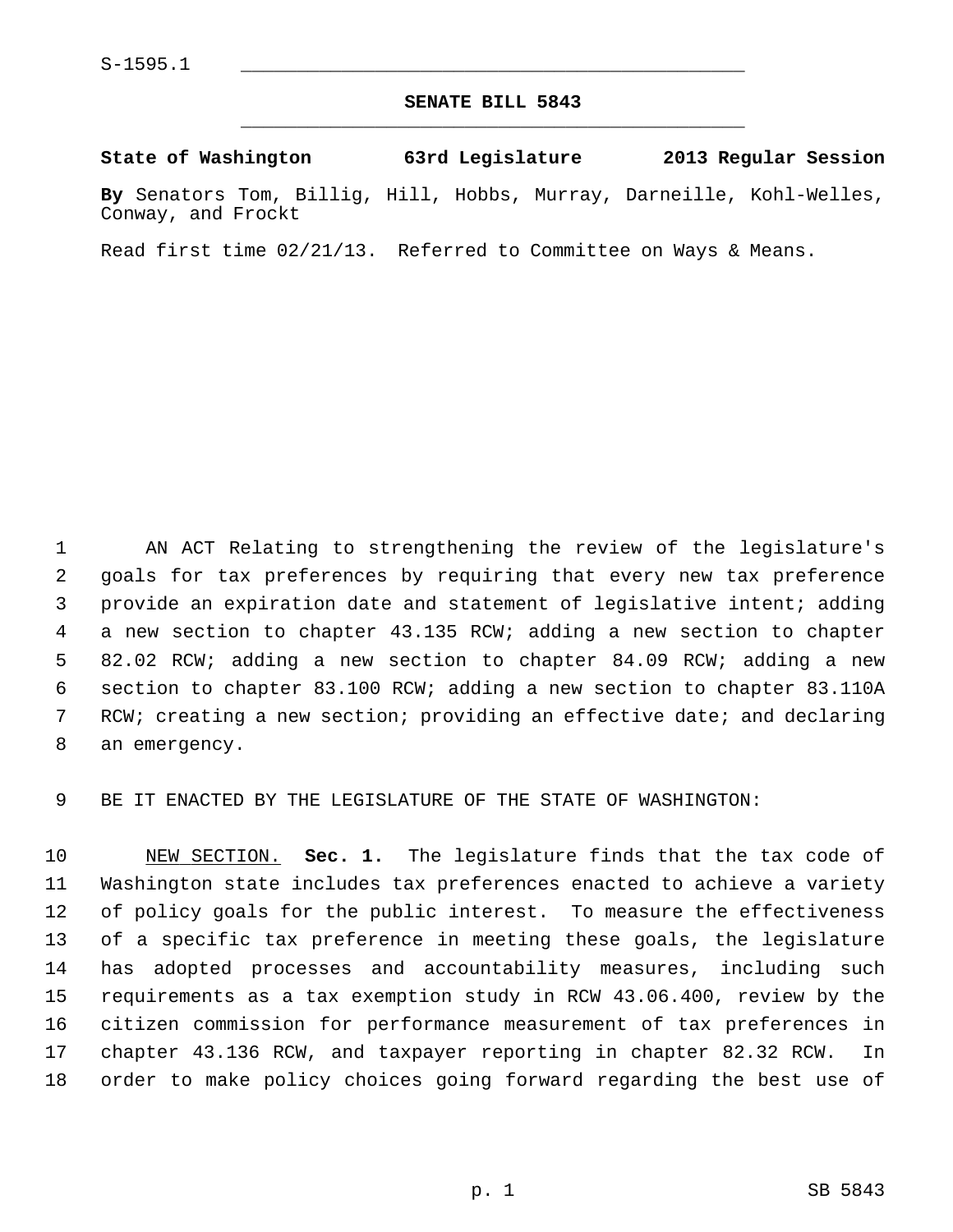S-1595.1

# SENATE BILL 5843

**State of Washington 63rd Legislature 2013 Regular Session**

**By** Senators Tom, Billig, Hill, Hobbs, Murray, Darneille, Kohl-Welles, Conway, and Frockt

Read first time 02/21/13. Referred to Committee on Ways & Means.

AN ACT Relating to strengthening the review of the legislature's goals for tax preferences by requiring that every new tax preference provide an expiration date and statement of legislative intent; adding a new section to chapter 43.135 RCW; adding a new section to chapter 82.02 RCW; adding a new section to chapter 84.09 RCW; adding a new section to chapter 83.100 RCW; adding a new section to chapter 83.110A RCW; creating a new section; providing an effective date; and declaring an emergency.

BE IT ENACTED BY THE LEGISLATURE OF THE STATE OF WASHINGTON:

NEW SECTION. **Sec. 1.** The legislature finds that the tax code of Washington state includes tax preferences enacted to achieve a variety of policy goals for the public interest. To measure the effectiveness of a specific tax preference in meeting these goals, the legislature has adopted processes and accountability measures, including such requirements as a tax exemption study in RCW 43.06.400, review by the citizen commission for performance measurement of tax preferences in chapter 43.136 RCW, and taxpayer reporting in chapter 82.32 RCW. In order to make policy choices going forward regarding the best use of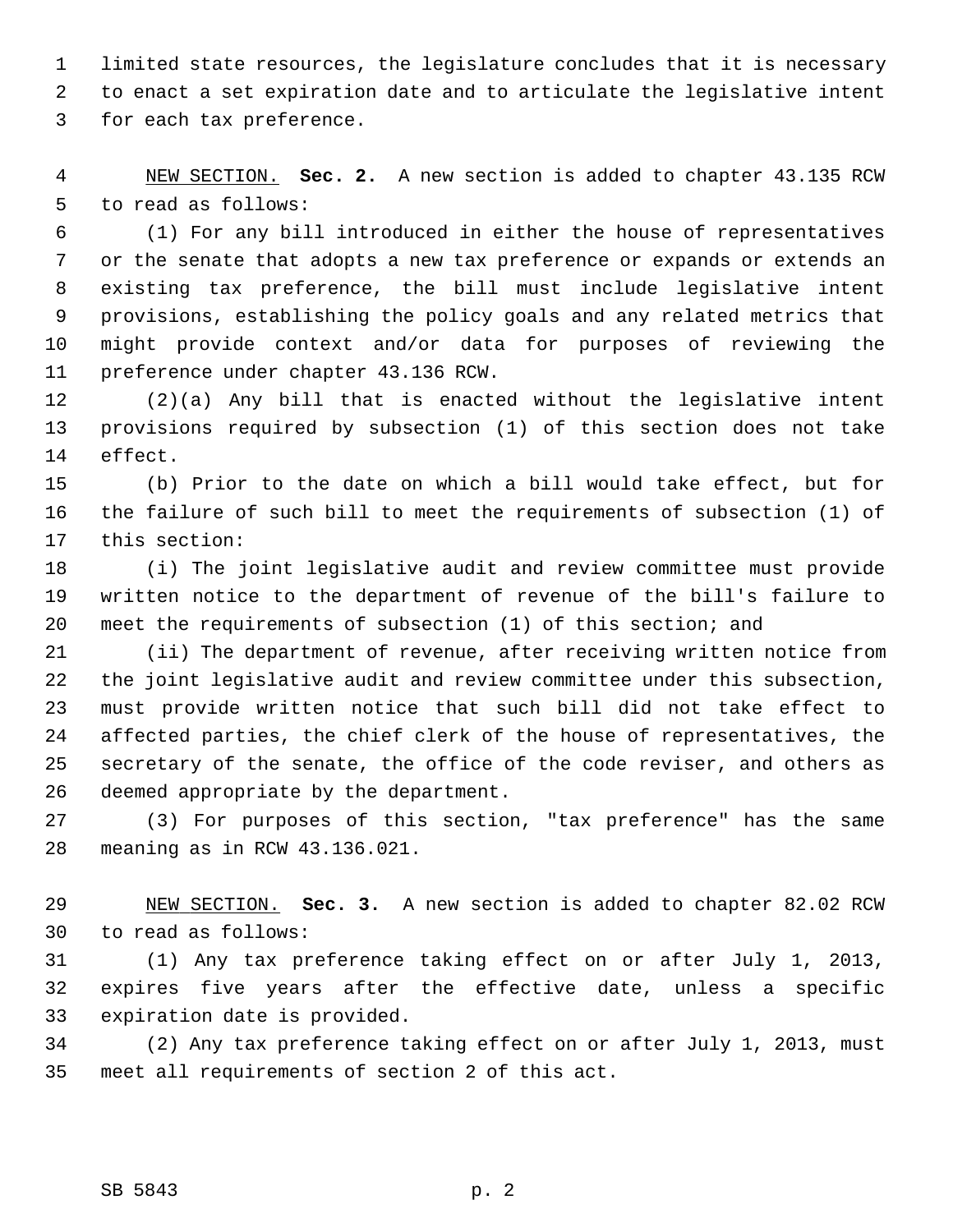limited state resources, the legislature concludes that it is necessary to enact a set expiration date and to articulate the legislative intent for each tax preference.

NEW SECTION. **Sec. 2.** A new section is added to chapter 43.135 RCW to read as follows:

(1) For any bill introduced in either the house of representatives or the senate that adopts a new tax preference or expands or extends an existing tax preference, the bill must include legislative intent provisions, establishing the policy goals and any related metrics that might provide context and/or data for purposes of reviewing the preference under chapter 43.136 RCW.

(2)(a) Any bill that is enacted without the legislative intent provisions required by subsection (1) of this section does not take effect.

(b) Prior to the date on which a bill would take effect, but for the failure of such bill to meet the requirements of subsection (1) of this section:

(i) The joint legislative audit and review committee must provide written notice to the department of revenue of the bill's failure to meet the requirements of subsection (1) of this section; and

(ii) The department of revenue, after receiving written notice from the joint legislative audit and review committee under this subsection, must provide written notice that such bill did not take effect to affected parties, the chief clerk of the house of representatives, the secretary of the senate, the office of the code reviser, and others as deemed appropriate by the department.

(3) For purposes of this section, "tax preference" has the same meaning as in RCW 43.136.021.

NEW SECTION. **Sec. 3.** A new section is added to chapter 82.02 RCW to read as follows:

(1) Any tax preference taking effect on or after July 1, 2013, expires five years after the effective date, unless a specific expiration date is provided.

(2) Any tax preference taking effect on or after July 1, 2013, must meet all requirements of section 2 of this act.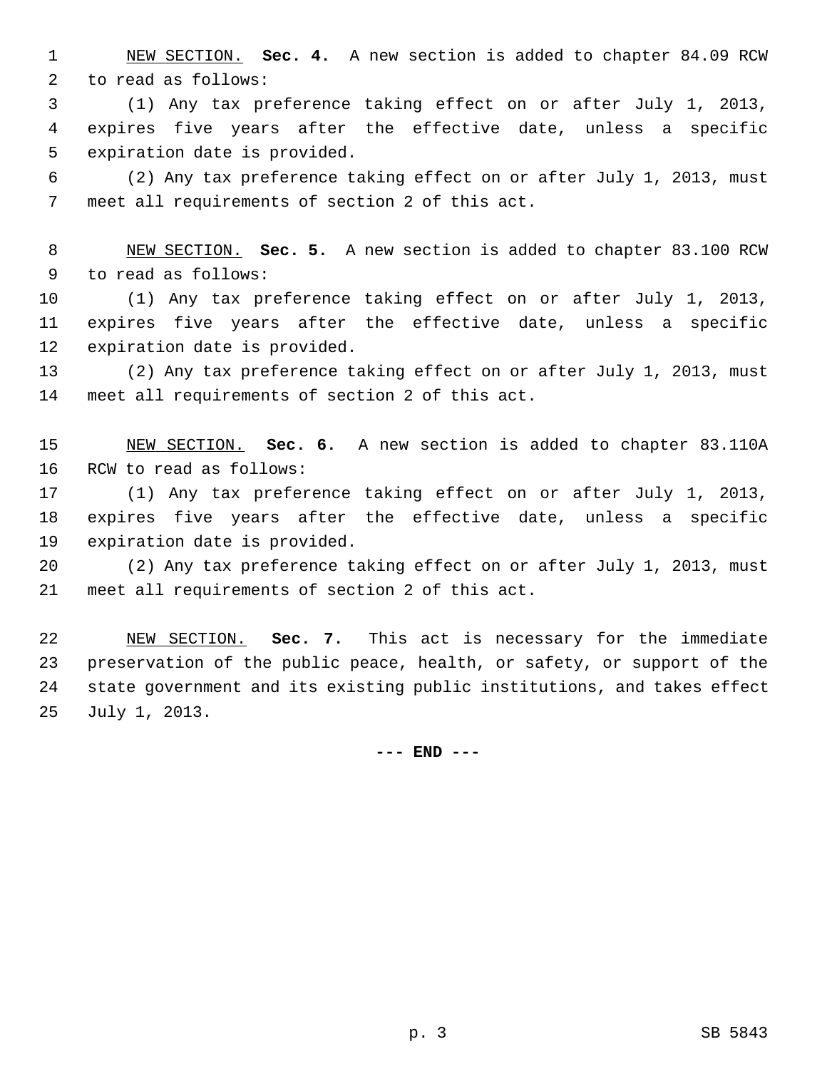NEW SECTION. **Sec. 4.** A new section is added to chapter 84.09 RCW to read as follows:

(1) Any tax preference taking effect on or after July 1, 2013, expires five years after the effective date, unless a specific expiration date is provided.

(2) Any tax preference taking effect on or after July 1, 2013, must meet all requirements of section 2 of this act.

NEW SECTION. **Sec. 5.** A new section is added to chapter 83.100 RCW to read as follows:

(1) Any tax preference taking effect on or after July 1, 2013, expires five years after the effective date, unless a specific expiration date is provided.

(2) Any tax preference taking effect on or after July 1, 2013, must meet all requirements of section 2 of this act.

NEW SECTION. **Sec. 6.** A new section is added to chapter 83.110A RCW to read as follows:

(1) Any tax preference taking effect on or after July 1, 2013, expires five years after the effective date, unless a specific expiration date is provided.

(2) Any tax preference taking effect on or after July 1, 2013, must meet all requirements of section 2 of this act.

NEW SECTION. **Sec. 7.** This act is necessary for the immediate preservation of the public peace, health, or safety, or support of the state government and its existing public institutions, and takes effect July 1, 2013.

**--- END ---**